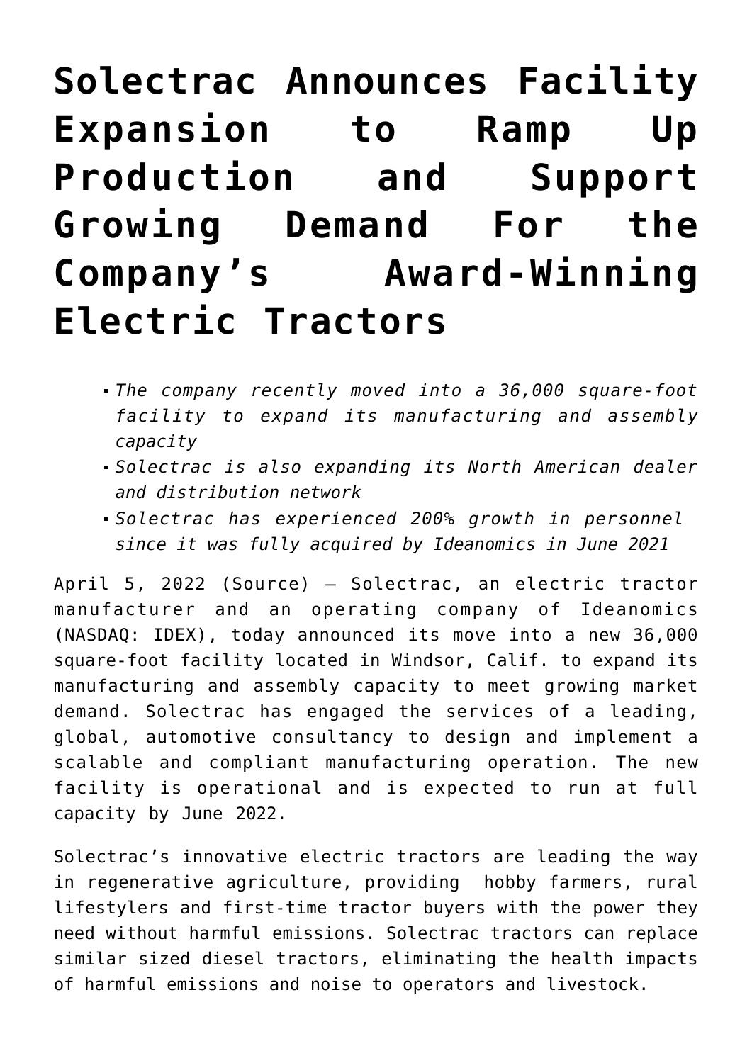# Solectrac Announces Facility Expansion to Ramp Up Production and Support Growing Demand For the Company's Award-Winning Electric Tractors

- *The company recently moved into a 36,000 square-foot facility to expand its manufacturing and assembly capacity*
- *Solectrac is also expanding its North American dealer and distribution network*
- *Solectrac has experienced 200% growth in personnel since it was fully acquired by Ideanomics in June 2021*

April 5, 2022 (Source) — Solectrac, an electric tractor manufacturer and an operating company of Ideanomics (NASDAQ: IDEX), today announced its move into a new 36,000 square-foot facility located in Windsor, Calif. to expand its manufacturing and assembly capacity to meet growing market demand. Solectrac has engaged the services of a leading, global, automotive consultancy to design and implement a scalable and compliant manufacturing operation. The new facility is operational and is expected to run at full capacity by June 2022.

Solectrac's innovative electric tractors are leading the way in regenerative agriculture, providing hobby farmers, rural lifestylers and first-time tractor buyers with the power they need without harmful emissions. Solectrac tractors can replace similar sized diesel tractors, eliminating the health impacts of harmful emissions and noise to operators and livestock.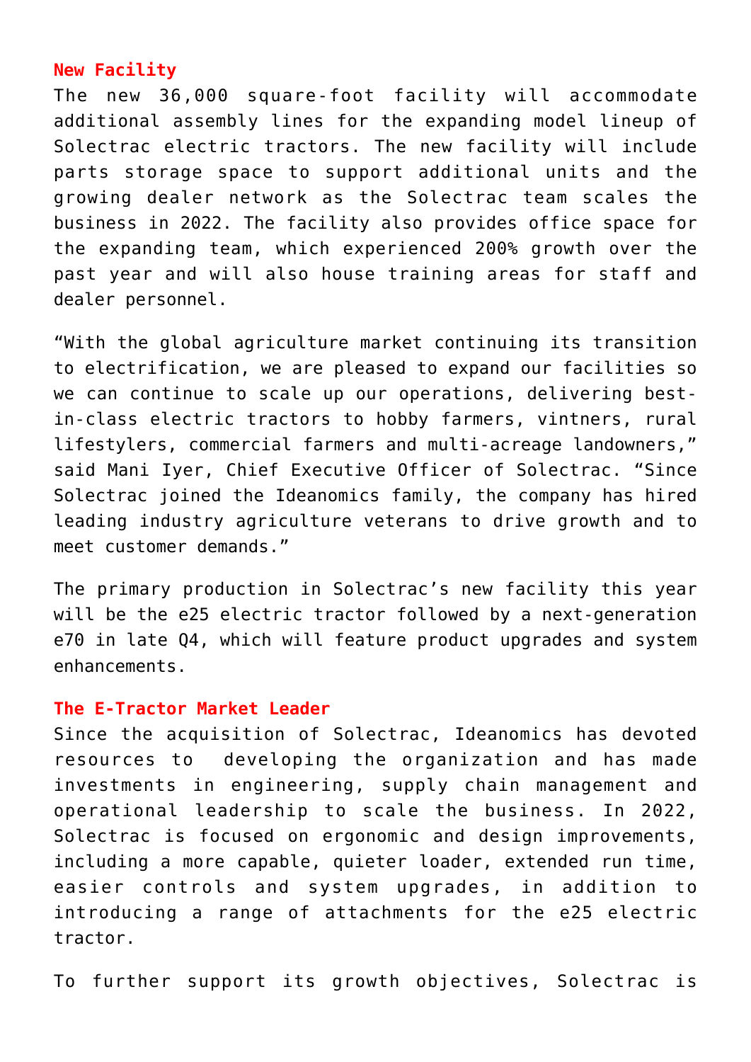## New Facility

The new 36,000 square-foot facility will accommodate additional assembly lines for the expanding model lineup of Solectrac electric tractors. The new facility will include parts storage space to support additional units and the growing dealer network as the Solectrac team scales the business in 2022. The facility also provides office space for the expanding team, which experienced 200% growth over the past year and will also house training areas for staff and dealer personnel.

"With the global agriculture market continuing its transition to electrification, we are pleased to expand our facilities so we can continue to scale up our operations, delivering best-in-class electric tractors to hobby farmers, vintners, rural lifestylers, commercial farmers and multi-acreage landowners," said Mani Iyer, Chief Executive Officer of Solectrac. "Since Solectrac joined the Ideanomics family, the company has hired leading industry agriculture veterans to drive growth and to meet customer demands."

The primary production in Solectrac's new facility this year will be the e25 electric tractor followed by a next-generation e70 in late Q4, which will feature product upgrades and system enhancements.

## The E-Tractor Market Leader

Since the acquisition of Solectrac, Ideanomics has devoted resources to developing the organization and has made investments in engineering, supply chain management and operational leadership to scale the business. In 2022, Solectrac is focused on ergonomic and design improvements, including a more capable, quieter loader, extended run time, easier controls and system upgrades, in addition to introducing a range of attachments for the e25 electric tractor.

To further support its growth objectives, Solectrac is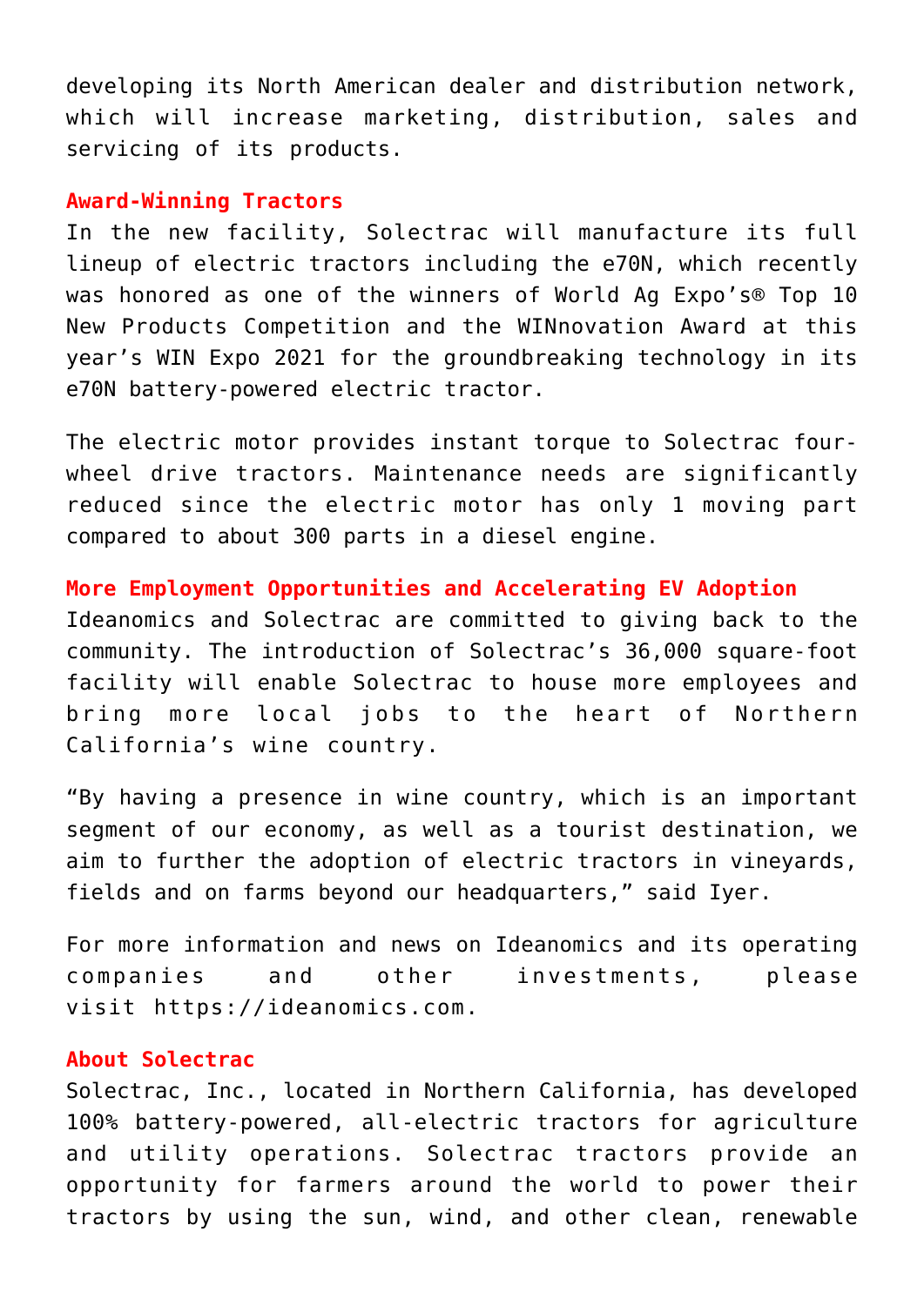developing its North American dealer and distribution network, which will increase marketing, distribution, sales and servicing of its products.

## Award-Winning Tractors

In the new facility, Solectrac will manufacture its full lineup of electric tractors including the e70N, which recently was honored as one of the winners of World Ag Expo's® Top 10 New Products Competition and the WINnovation Award at this year's WIN Expo 2021 for the groundbreaking technology in its e70N battery-powered electric tractor.

The electric motor provides instant torque to Solectrac four-wheel drive tractors. Maintenance needs are significantly reduced since the electric motor has only 1 moving part compared to about 300 parts in a diesel engine.

## More Employment Opportunities and Accelerating EV Adoption

Ideanomics and Solectrac are committed to giving back to the community. The introduction of Solectrac's 36,000 square-foot facility will enable Solectrac to house more employees and bring more local jobs to the heart of Northern California's wine country.

"By having a presence in wine country, which is an important segment of our economy, as well as a tourist destination, we aim to further the adoption of electric tractors in vineyards, fields and on farms beyond our headquarters," said Iyer.

For more information and news on Ideanomics and its operating companies and other investments, please visit https://ideanomics.com.

## About Solectrac

Solectrac, Inc., located in Northern California, has developed 100% battery-powered, all-electric tractors for agriculture and utility operations. Solectrac tractors provide an opportunity for farmers around the world to power their tractors by using the sun, wind, and other clean, renewable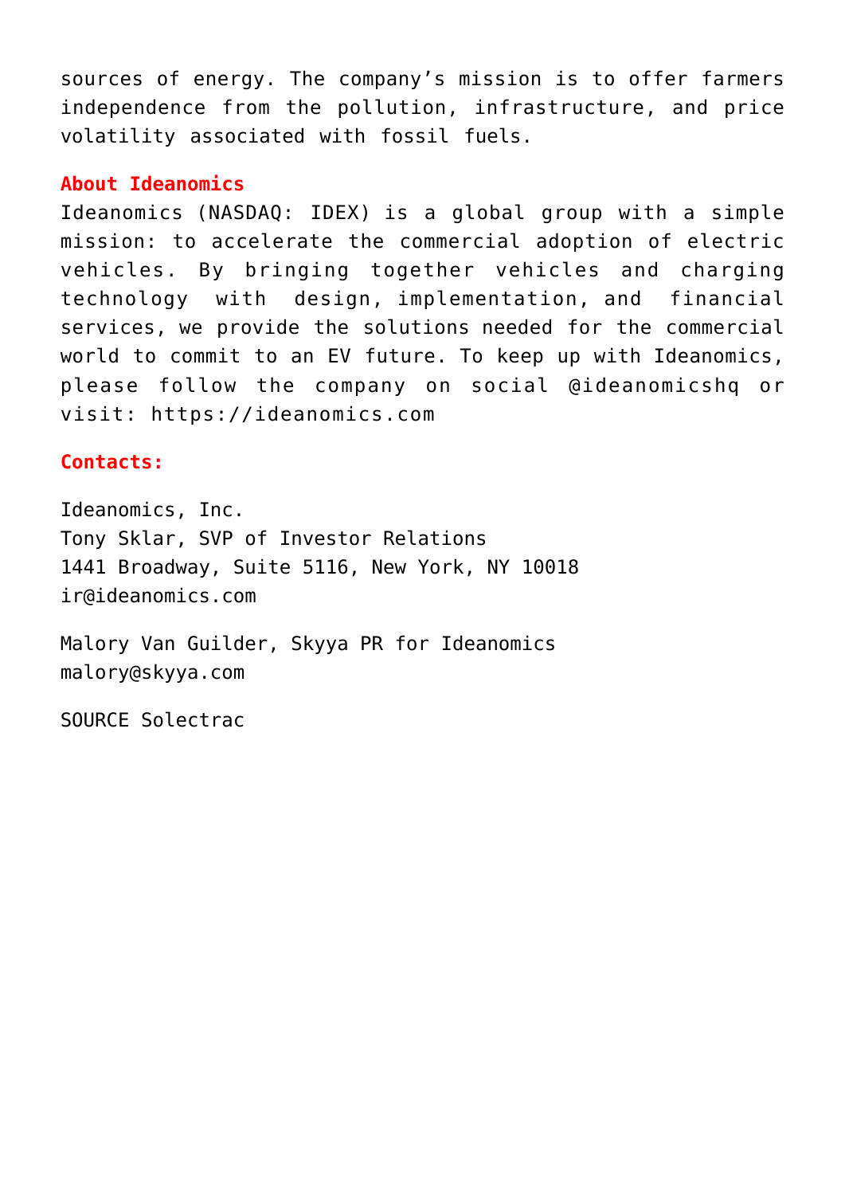sources of energy. The company's mission is to offer farmers independence from the pollution, infrastructure, and price volatility associated with fossil fuels.

**About Ideanomics**

Ideanomics (NASDAQ: IDEX) is a global group with a simple mission: to accelerate the commercial adoption of electric vehicles. By bringing together vehicles and charging technology with design, implementation, and financial services, we provide the solutions needed for the commercial world to commit to an EV future. To keep up with Ideanomics, please follow the company on social @ideanomicshq or visit: https://ideanomics.com

**Contacts:**

Ideanomics, Inc.
Tony Sklar, SVP of Investor Relations
1441 Broadway, Suite 5116, New York, NY 10018
ir@ideanomics.com

Malory Van Guilder, Skyya PR for Ideanomics
malory@skyya.com

SOURCE Solectrac